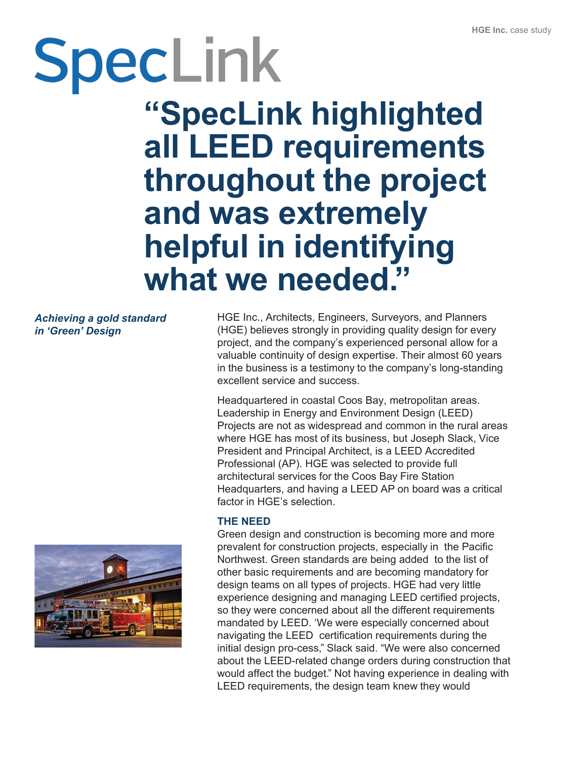# SpecLink

# "SpecLink highlighted all LEED requirements throughout the project and was extremely helpful in identifying what we needed."

***Achieving a gold standard in 'Green' Design***

HGE Inc., Architects, Engineers, Surveyors, and Planners (HGE) believes strongly in providing quality design for every project, and the company's experienced personal allow for a valuable continuity of design expertise. Their almost 60 years in the business is a testimony to the company's long-standing excellent service and success.

Headquartered in coastal Coos Bay, metropolitan areas. Leadership in Energy and Environment Design (LEED) Projects are not as widespread and common in the rural areas where HGE has most of its business, but Joseph Slack, Vice President and Principal Architect, is a LEED Accredited Professional (AP). HGE was selected to provide full architectural services for the Coos Bay Fire Station Headquarters, and having a LEED AP on board was a critical factor in HGE's selection.

## THE NEED

Green design and construction is becoming more and more prevalent for construction projects, especially in the Pacific Northwest. Green standards are being added to the list of other basic requirements and are becoming mandatory for design teams on all types of projects. HGE had very little experience designing and managing LEED certified projects, so they were concerned about all the different requirements mandated by LEED. 'We were especially concerned about navigating the LEED certification requirements during the initial design pro-cess," Slack said. "We were also concerned about the LEED-related change orders during construction that would affect the budget." Not having experience in dealing with LEED requirements, the design team knew they would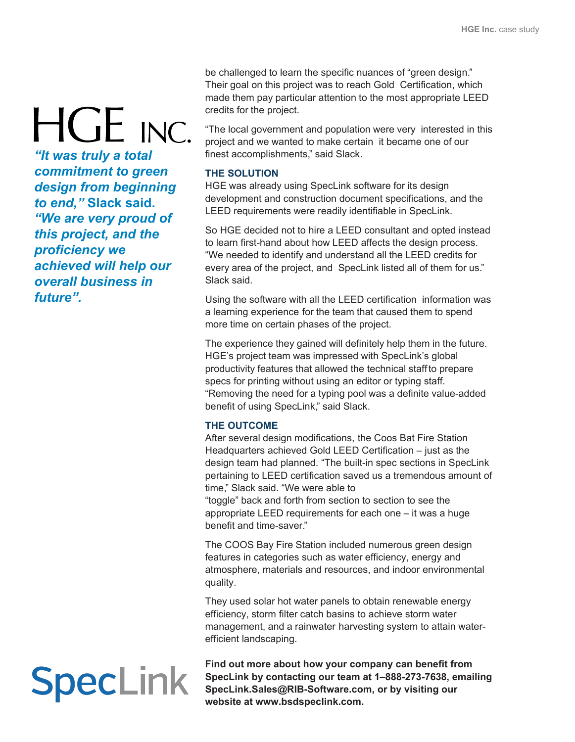HGE INC.

***"It was truly a total commitment to green design from beginning to end,"*** **Slack said.** ***"We are very proud of this project, and the proficiency we achieved will help our overall business in future".***

be challenged to learn the specific nuances of "green design." Their goal on this project was to reach Gold Certification, which made them pay particular attention to the most appropriate LEED credits for the project.

"The local government and population were very interested in this project and we wanted to make certain it became one of our finest accomplishments," said Slack.

### THE SOLUTION

HGE was already using SpecLink software for its design development and construction document specifications, and the LEED requirements were readily identifiable in SpecLink.

So HGE decided not to hire a LEED consultant and opted instead to learn first-hand about how LEED affects the design process. "We needed to identify and understand all the LEED credits for every area of the project, and SpecLink listed all of them for us." Slack said.

Using the software with all the LEED certification information was a learning experience for the team that caused them to spend more time on certain phases of the project.

The experience they gained will definitely help them in the future. HGE's project team was impressed with SpecLink's global productivity features that allowed the technical staff to prepare specs for printing without using an editor or typing staff. "Removing the need for a typing pool was a definite value-added benefit of using SpecLink," said Slack.

### THE OUTCOME

After several design modifications, the Coos Bat Fire Station Headquarters achieved Gold LEED Certification – just as the design team had planned. "The built-in spec sections in SpecLink pertaining to LEED certification saved us a tremendous amount of time," Slack said. "We were able to "toggle" back and forth from section to section to see the appropriate LEED requirements for each one – it was a huge benefit and time-saver."

The COOS Bay Fire Station included numerous green design features in categories such as water efficiency, energy and atmosphere, materials and resources, and indoor environmental quality.

They used solar hot water panels to obtain renewable energy efficiency, storm filter catch basins to achieve storm water management, and a rainwater harvesting system to attain water-efficient landscaping.

SpecLink

**Find out more about how your company can benefit from SpecLink by contacting our team at 1–888-273-7638, emailing SpecLink.Sales@RIB-Software.com, or by visiting our website at www.bsdspeclink.com.**